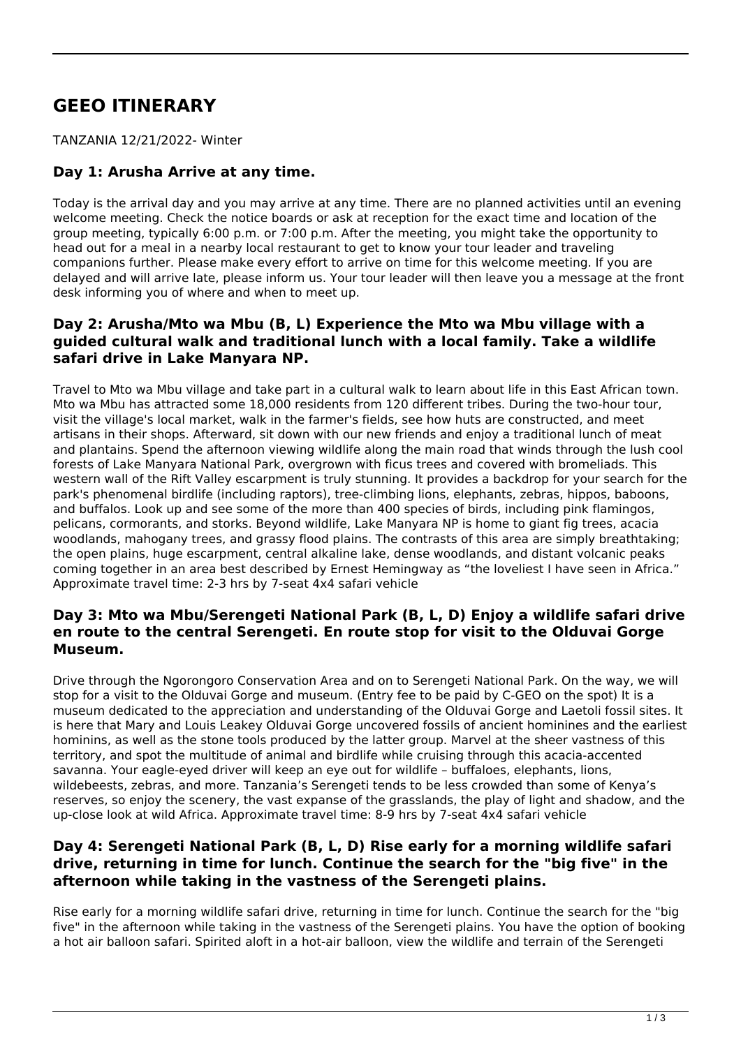# GEEO ITINERARY

TANZANIA 12/21/2022- Winter

### Day 1: Arusha Arrive at any time.

Today is the arrival day and you may arrive at any time. There are no planned activities until an evening welcome meeting. Check the notice boards or ask at reception for the exact time and location of the group meeting, typically 6:00 p.m. or 7:00 p.m. After the meeting, you might take the opportunity to head out for a meal in a nearby local restaurant to get to know your tour leader and traveling companions further. Please make every effort to arrive on time for this welcome meeting. If you are delayed and will arrive late, please inform us. Your tour leader will then leave you a message at the front desk informing you of where and when to meet up.

### Day 2: Arusha/Mto wa Mbu (B, L) Experience the Mto wa Mbu village with a guided cultural walk and traditional lunch with a local family. Take a wildlife safari drive in Lake Manyara NP.

Travel to Mto wa Mbu village and take part in a cultural walk to learn about life in this East African town. Mto wa Mbu has attracted some 18,000 residents from 120 different tribes. During the two-hour tour, visit the village's local market, walk in the farmer's fields, see how huts are constructed, and meet artisans in their shops. Afterward, sit down with our new friends and enjoy a traditional lunch of meat and plantains. Spend the afternoon viewing wildlife along the main road that winds through the lush cool forests of Lake Manyara National Park, overgrown with ficus trees and covered with bromeliads. This western wall of the Rift Valley escarpment is truly stunning. It provides a backdrop for your search for the park's phenomenal birdlife (including raptors), tree-climbing lions, elephants, zebras, hippos, baboons, and buffalos. Look up and see some of the more than 400 species of birds, including pink flamingos, pelicans, cormorants, and storks. Beyond wildlife, Lake Manyara NP is home to giant fig trees, acacia woodlands, mahogany trees, and grassy flood plains. The contrasts of this area are simply breathtaking; the open plains, huge escarpment, central alkaline lake, dense woodlands, and distant volcanic peaks coming together in an area best described by Ernest Hemingway as "the loveliest I have seen in Africa." Approximate travel time: 2-3 hrs by 7-seat 4x4 safari vehicle

### Day 3: Mto wa Mbu/Serengeti National Park (B, L, D) Enjoy a wildlife safari drive en route to the central Serengeti. En route stop for visit to the Olduvai Gorge Museum.

Drive through the Ngorongoro Conservation Area and on to Serengeti National Park. On the way, we will stop for a visit to the Olduvai Gorge and museum. (Entry fee to be paid by C-GEO on the spot) It is a museum dedicated to the appreciation and understanding of the Olduvai Gorge and Laetoli fossil sites. It is here that Mary and Louis Leakey Olduvai Gorge uncovered fossils of ancient hominines and the earliest hominins, as well as the stone tools produced by the latter group. Marvel at the sheer vastness of this territory, and spot the multitude of animal and birdlife while cruising through this acacia-accented savanna. Your eagle-eyed driver will keep an eye out for wildlife – buffaloes, elephants, lions, wildebeests, zebras, and more. Tanzania's Serengeti tends to be less crowded than some of Kenya's reserves, so enjoy the scenery, the vast expanse of the grasslands, the play of light and shadow, and the up-close look at wild Africa. Approximate travel time: 8-9 hrs by 7-seat 4x4 safari vehicle

### Day 4: Serengeti National Park (B, L, D) Rise early for a morning wildlife safari drive, returning in time for lunch. Continue the search for the "big five" in the afternoon while taking in the vastness of the Serengeti plains.

Rise early for a morning wildlife safari drive, returning in time for lunch. Continue the search for the "big five" in the afternoon while taking in the vastness of the Serengeti plains. You have the option of booking a hot air balloon safari. Spirited aloft in a hot-air balloon, view the wildlife and terrain of the Serengeti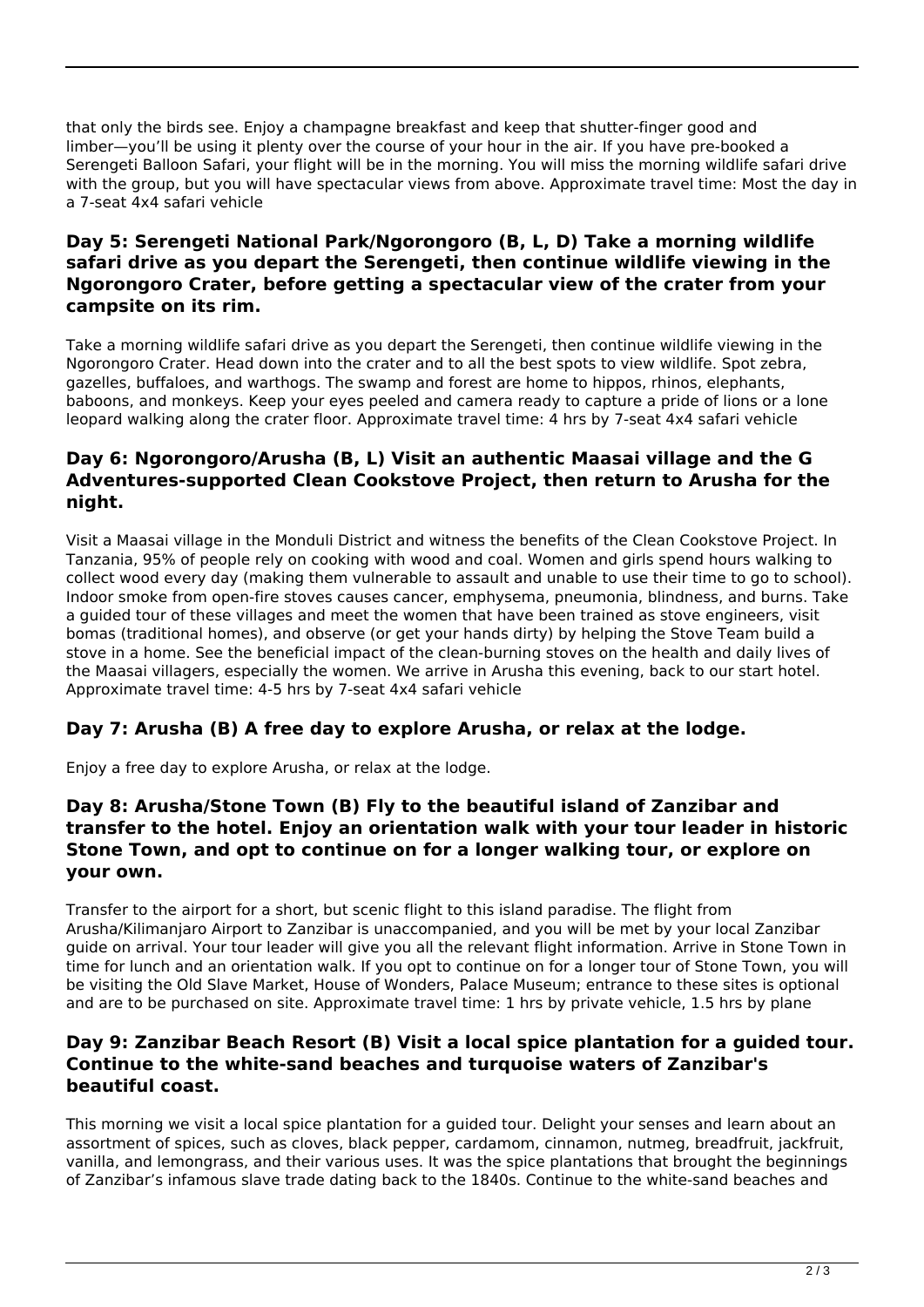that only the birds see. Enjoy a champagne breakfast and keep that shutter-finger good and limber—you'll be using it plenty over the course of your hour in the air. If you have pre-booked a Serengeti Balloon Safari, your flight will be in the morning. You will miss the morning wildlife safari drive with the group, but you will have spectacular views from above. Approximate travel time: Most the day in a 7-seat 4x4 safari vehicle

### Day 5: Serengeti National Park/Ngorongoro (B, L, D) Take a morning wildlife safari drive as you depart the Serengeti, then continue wildlife viewing in the Ngorongoro Crater, before getting a spectacular view of the crater from your campsite on its rim.

Take a morning wildlife safari drive as you depart the Serengeti, then continue wildlife viewing in the Ngorongoro Crater. Head down into the crater and to all the best spots to view wildlife. Spot zebra, gazelles, buffaloes, and warthogs. The swamp and forest are home to hippos, rhinos, elephants, baboons, and monkeys. Keep your eyes peeled and camera ready to capture a pride of lions or a lone leopard walking along the crater floor. Approximate travel time: 4 hrs by 7-seat 4x4 safari vehicle

### Day 6: Ngorongoro/Arusha (B, L) Visit an authentic Maasai village and the G Adventures-supported Clean Cookstove Project, then return to Arusha for the night.

Visit a Maasai village in the Monduli District and witness the benefits of the Clean Cookstove Project. In Tanzania, 95% of people rely on cooking with wood and coal. Women and girls spend hours walking to collect wood every day (making them vulnerable to assault and unable to use their time to go to school). Indoor smoke from open-fire stoves causes cancer, emphysema, pneumonia, blindness, and burns. Take a guided tour of these villages and meet the women that have been trained as stove engineers, visit bomas (traditional homes), and observe (or get your hands dirty) by helping the Stove Team build a stove in a home. See the beneficial impact of the clean-burning stoves on the health and daily lives of the Maasai villagers, especially the women. We arrive in Arusha this evening, back to our start hotel. Approximate travel time: 4-5 hrs by 7-seat 4x4 safari vehicle

### Day 7: Arusha (B) A free day to explore Arusha, or relax at the lodge.

Enjoy a free day to explore Arusha, or relax at the lodge.

### Day 8: Arusha/Stone Town (B) Fly to the beautiful island of Zanzibar and transfer to the hotel. Enjoy an orientation walk with your tour leader in historic Stone Town, and opt to continue on for a longer walking tour, or explore on your own.

Transfer to the airport for a short, but scenic flight to this island paradise. The flight from Arusha/Kilimanjaro Airport to Zanzibar is unaccompanied, and you will be met by your local Zanzibar guide on arrival. Your tour leader will give you all the relevant flight information. Arrive in Stone Town in time for lunch and an orientation walk. If you opt to continue on for a longer tour of Stone Town, you will be visiting the Old Slave Market, House of Wonders, Palace Museum; entrance to these sites is optional and are to be purchased on site. Approximate travel time: 1 hrs by private vehicle, 1.5 hrs by plane

### Day 9: Zanzibar Beach Resort (B) Visit a local spice plantation for a guided tour. Continue to the white-sand beaches and turquoise waters of Zanzibar's beautiful coast.

This morning we visit a local spice plantation for a guided tour. Delight your senses and learn about an assortment of spices, such as cloves, black pepper, cardamom, cinnamon, nutmeg, breadfruit, jackfruit, vanilla, and lemongrass, and their various uses. It was the spice plantations that brought the beginnings of Zanzibar's infamous slave trade dating back to the 1840s. Continue to the white-sand beaches and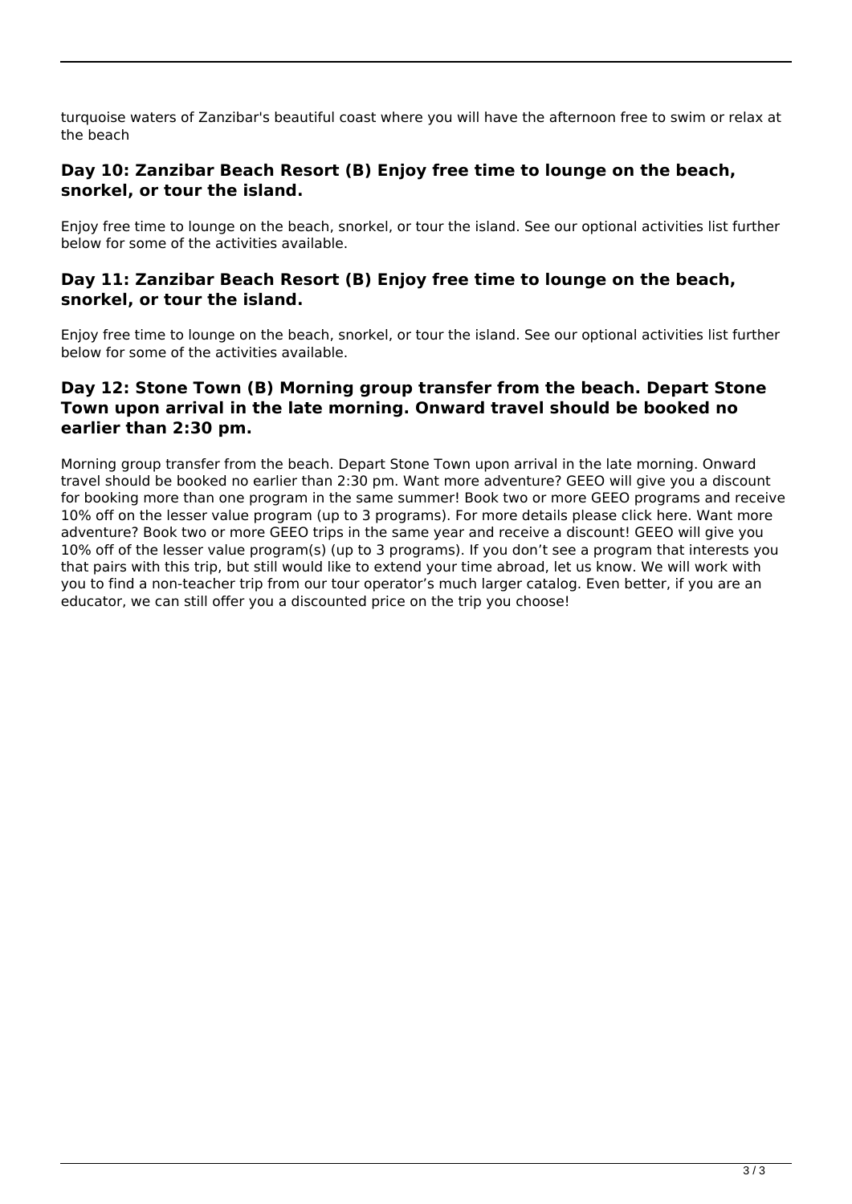turquoise waters of Zanzibar's beautiful coast where you will have the afternoon free to swim or relax at the beach

### Day 10: Zanzibar Beach Resort (B) Enjoy free time to lounge on the beach, snorkel, or tour the island.

Enjoy free time to lounge on the beach, snorkel, or tour the island. See our optional activities list further below for some of the activities available.

### Day 11: Zanzibar Beach Resort (B) Enjoy free time to lounge on the beach, snorkel, or tour the island.

Enjoy free time to lounge on the beach, snorkel, or tour the island. See our optional activities list further below for some of the activities available.

### Day 12: Stone Town (B) Morning group transfer from the beach. Depart Stone Town upon arrival in the late morning. Onward travel should be booked no earlier than 2:30 pm.

Morning group transfer from the beach. Depart Stone Town upon arrival in the late morning. Onward travel should be booked no earlier than 2:30 pm. Want more adventure? GEEO will give you a discount for booking more than one program in the same summer! Book two or more GEEO programs and receive 10% off on the lesser value program (up to 3 programs). For more details please click here. Want more adventure? Book two or more GEEO trips in the same year and receive a discount! GEEO will give you 10% off of the lesser value program(s) (up to 3 programs). If you don't see a program that interests you that pairs with this trip, but still would like to extend your time abroad, let us know. We will work with you to find a non-teacher trip from our tour operator's much larger catalog. Even better, if you are an educator, we can still offer you a discounted price on the trip you choose!